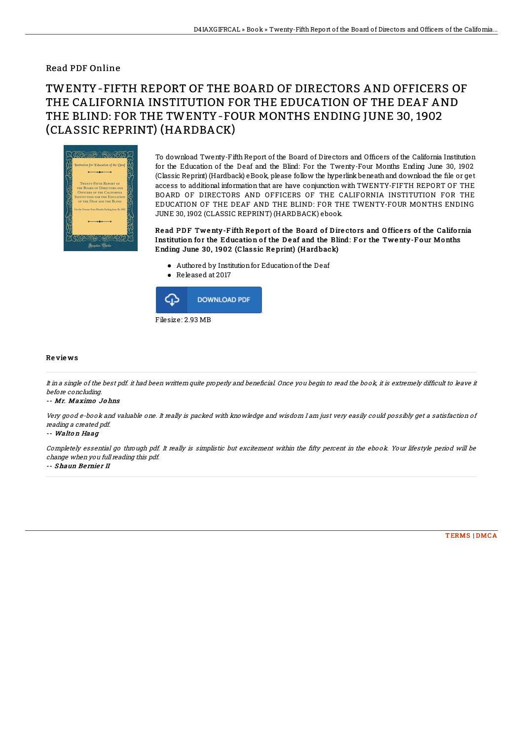Read PDF Online

# TWENTY-FIFTH REPORT OF THE BOARD OF DIRECTORS AND OFFICERS OF THE CALIFORNIA INSTITUTION FOR THE EDUCATION OF THE DEAF AND THE BLIND: FOR THE TWENTY-FOUR MONTHS ENDING JUNE 30, 1902 (CLASSIC REPRINT) (HARDBACK)

To download Twenty-Fifth Report of the Board of Directors and Officers of the California Institution for the Education of the Deaf and the Blind: For the Twenty-Four Months Ending June 30, 1902 (Classic Reprint) (Hardback) eBook, please follow the hyperlink beneath and download the file or get access to additional information that are have conjunction with TWENTY-FIFTH REPORT OF THE BOARD OF DIRECTORS AND OFFICERS OF THE CALIFORNIA INSTITUTION FOR THE EDUCATION OF THE DEAF AND THE BLIND: FOR THE TWENTY-FOUR MONTHS ENDING JUNE 30, 1902 (CLASSIC REPRINT) (HARDBACK) ebook.

**Read PDF Twenty-Fifth Report of the Board of Directors and Officers of the California Institution for the Education of the Deaf and the Blind: For the Twenty-Four Months Ending June 30, 1902 (Classic Reprint) (Hardback)**

- Authored by Institution for Education of the Deaf
- Released at 2017

Filesize: 2.93 MB

## Reviews

*It in a single of the best pdf. it had been writtern quite properly and beneficial. Once you begin to read the book, it is extremely difficult to leave it before concluding.*

-- *Mr. Maximo Johns*

*Very good e-book and valuable one. It really is packed with knowledge and wisdom I am just very easily could possibly get a satisfaction of reading a created pdf.*

-- *Walton Haag*

*Completely essential go through pdf. It really is simplistic but excitement within the fifty percent in the ebook. Your lifestyle period will be change when you full reading this pdf.*

-- *Shaun Bernier II*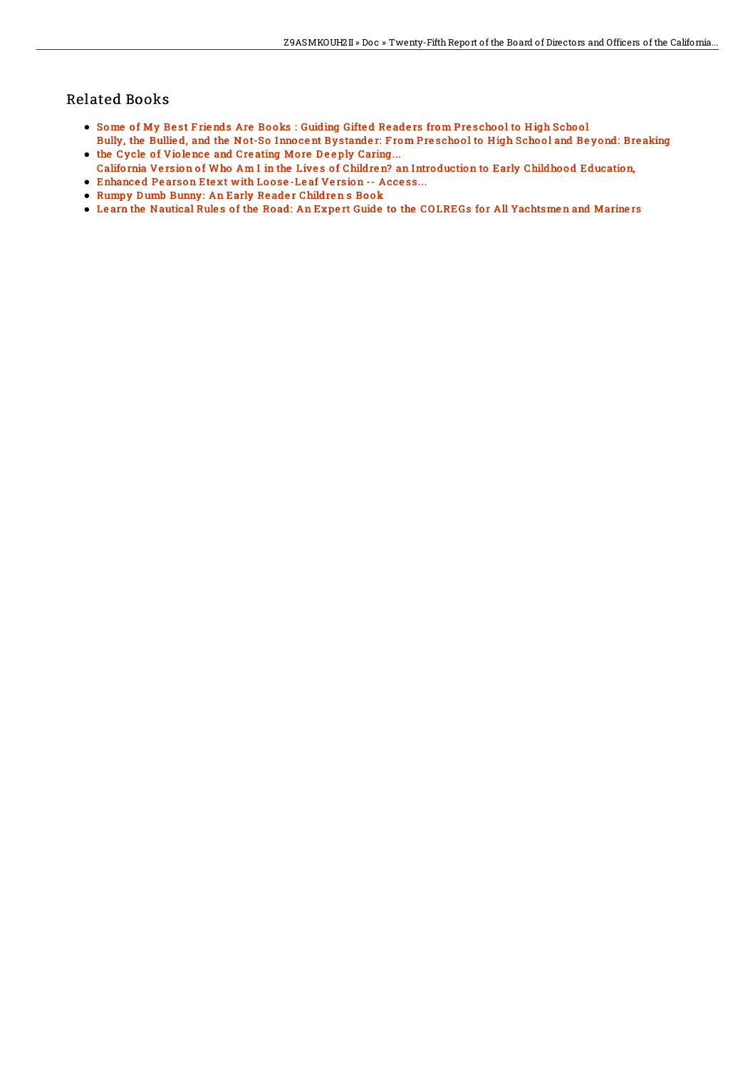## Related Books

- Some of My Best Friends Are Books : Guiding Gifted Readers from Preschool to High School
- Bully, the Bullied, and the Not-So Innocent Bystander: From Preschool to High School and Beyond: Breaking the Cycle of Violence and Creating More Deeply Caring...
- California Version of Who Am I in the Lives of Children? an Introduction to Early Childhood Education, Enhanced Pearson Etext with Loose-Leaf Version -- Access...
- Rumpy Dumb Bunny: An Early Reader Children s Book
- Learn the Nautical Rules of the Road: An Expert Guide to the COLREGs for All Yachtsmen and Mariners